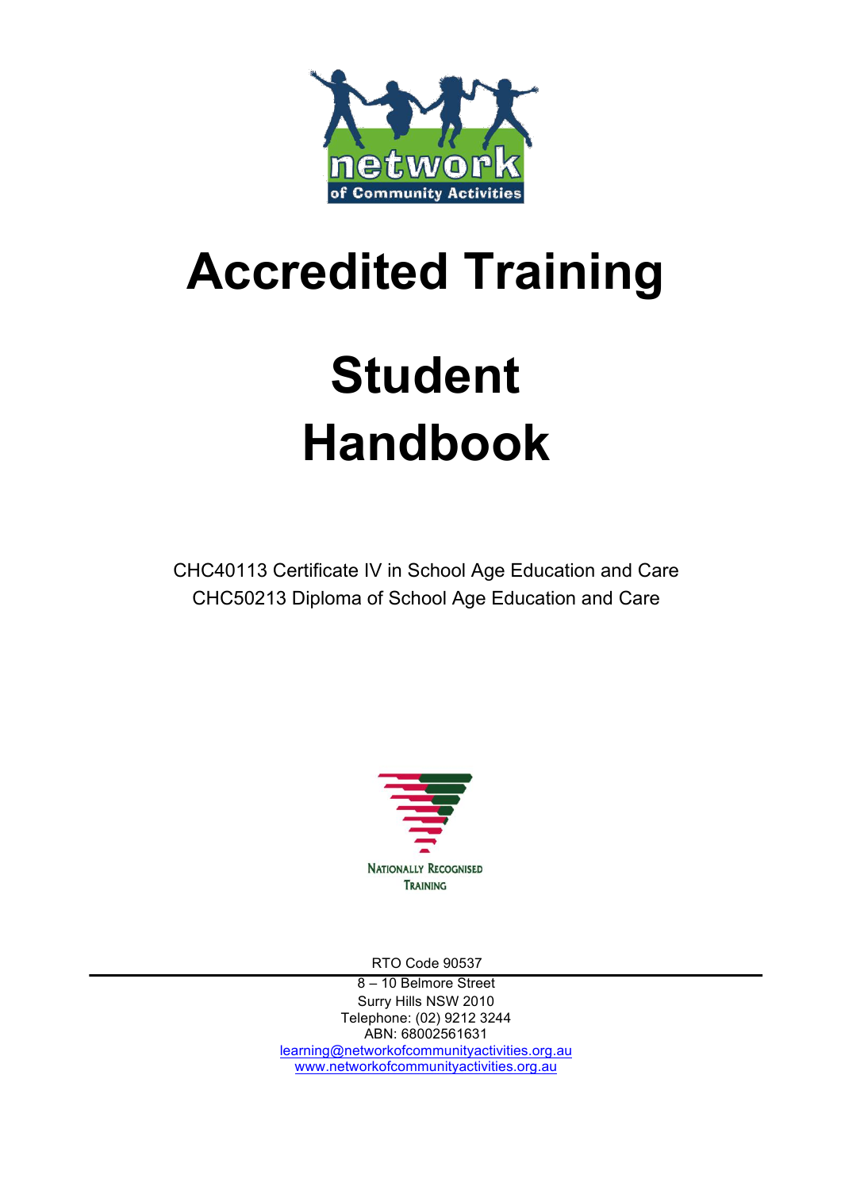network of Community Activities

# Accredited Training

# Student Handbook

CHC40113 Certificate IV in School Age Education and Care
CHC50213 Diploma of School Age Education and Care

NATIONALLY RECOGNISED TRAINING

RTO Code 90537

8 – 10 Belmore Street
Surry Hills NSW 2010
Telephone: (02) 9212 3244
ABN: 68002561631
learning@networkofcommunityactivities.org.au
www.networkofcommunityactivities.org.au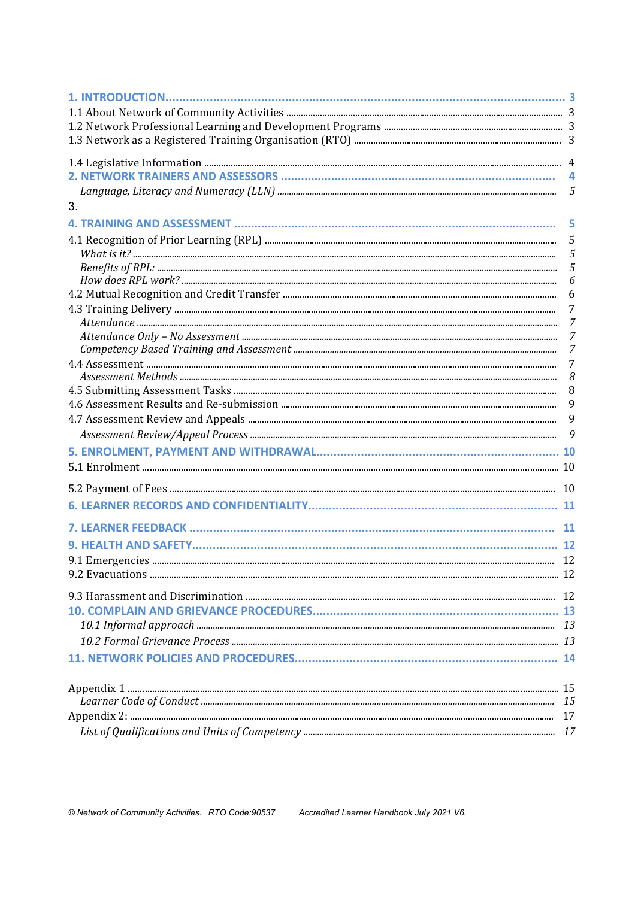| | |
|---|---|
| **1. INTRODUCTION** | **3** |
| 1.1 About Network of Community Activities | 3 |
| 1.2 Network Professional Learning and Development Programs | 3 |
| 1.3 Network as a Registered Training Organisation (RTO) | 3 |
| 1.4 Legislative Information | 4 |
| **2. NETWORK TRAINERS AND ASSESSORS** | **4** |
| *Language, Literacy and Numeracy (LLN)* | *5* |
| 3. | |
| **4. TRAINING AND ASSESSMENT** | **5** |
| 4.1 Recognition of Prior Learning (RPL) | 5 |
| *What is it?* | *5* |
| *Benefits of RPL:* | *5* |
| *How does RPL work?* | *6* |
| 4.2 Mutual Recognition and Credit Transfer | 6 |
| 4.3 Training Delivery | 7 |
| *Attendance* | *7* |
| *Attendance Only – No Assessment* | *7* |
| *Competency Based Training and Assessment* | *7* |
| 4.4 Assessment | 7 |
| *Assessment Methods* | *8* |
| 4.5 Submitting Assessment Tasks | 8 |
| 4.6 Assessment Results and Re-submission | 9 |
| 4.7 Assessment Review and Appeals | 9 |
| *Assessment Review/Appeal Process* | *9* |
| **5. ENROLMENT, PAYMENT AND WITHDRAWAL** | **10** |
| 5.1 Enrolment | 10 |
| 5.2 Payment of Fees | 10 |
| **6. LEARNER RECORDS AND CONFIDENTIALITY** | **11** |
| **7. LEARNER FEEDBACK** | **11** |
| **9. HEALTH AND SAFETY** | **12** |
| 9.1 Emergencies | 12 |
| 9.2 Evacuations | 12 |
| 9.3 Harassment and Discrimination | 12 |
| **10. COMPLAIN AND GRIEVANCE PROCEDURES** | **13** |
| *10.1 Informal approach* | *13* |
| *10.2 Formal Grievance Process* | *13* |
| **11. NETWORK POLICIES AND PROCEDURES** | **14** |
| Appendix 1 | 15 |
| *Learner Code of Conduct* | *15* |
| Appendix 2: | 17 |
| *List of Qualifications and Units of Competency* | *17* |

© Network of Community Activities. RTO Code:90537 Accredited Learner Handbook July 2021 V6.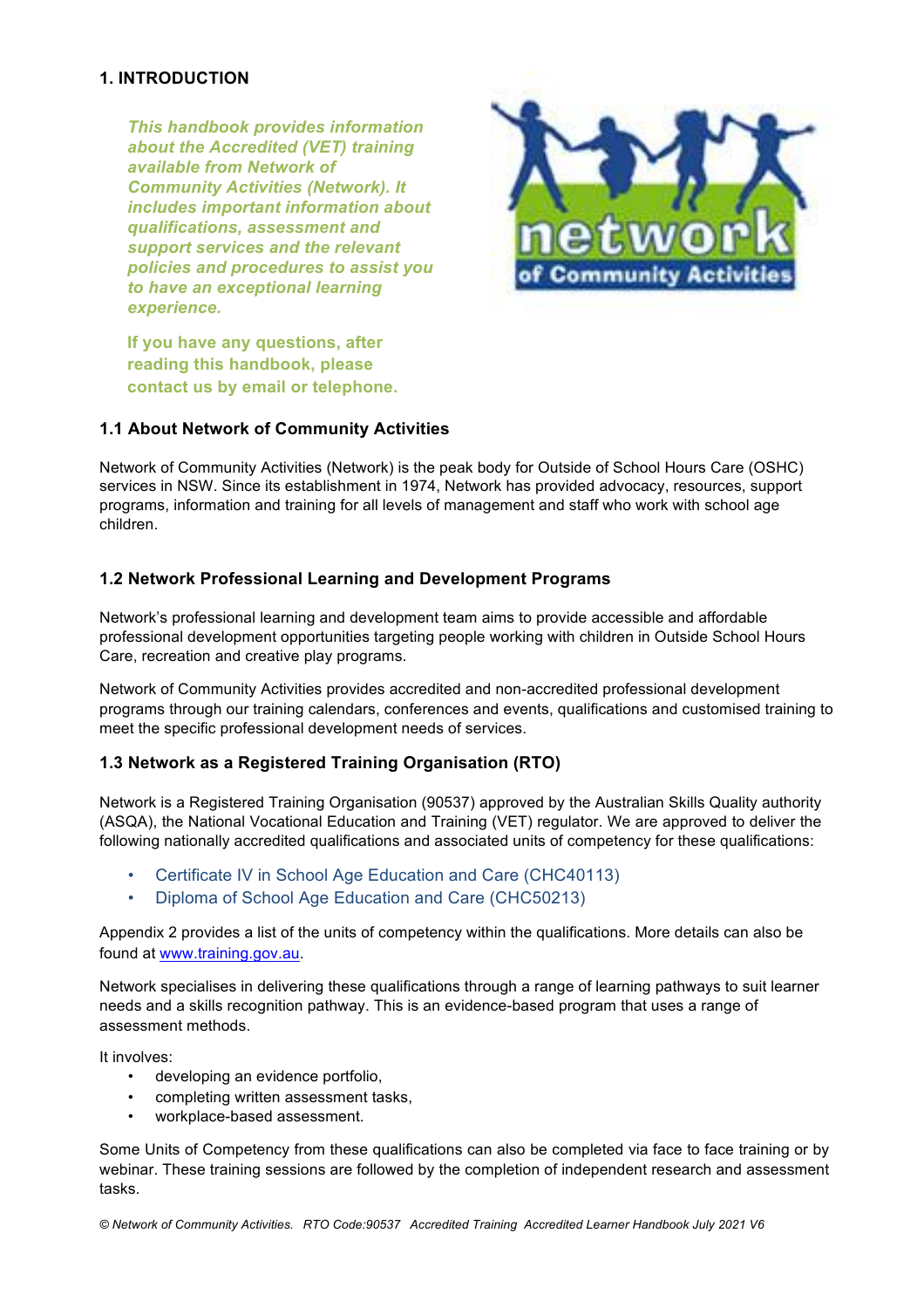## 1. INTRODUCTION

***This handbook provides information about the Accredited (VET) training available from Network of Community Activities (Network). It includes important information about qualifications, assessment and support services and the relevant policies and procedures to assist you to have an exceptional learning experience.***

**If you have any questions, after reading this handbook, please contact us by email or telephone.**

### 1.1 About Network of Community Activities

Network of Community Activities (Network) is the peak body for Outside of School Hours Care (OSHC) services in NSW. Since its establishment in 1974, Network has provided advocacy, resources, support programs, information and training for all levels of management and staff who work with school age children.

### 1.2 Network Professional Learning and Development Programs

Network's professional learning and development team aims to provide accessible and affordable professional development opportunities targeting people working with children in Outside School Hours Care, recreation and creative play programs.

Network of Community Activities provides accredited and non-accredited professional development programs through our training calendars, conferences and events, qualifications and customised training to meet the specific professional development needs of services.

### 1.3 Network as a Registered Training Organisation (RTO)

Network is a Registered Training Organisation (90537) approved by the Australian Skills Quality authority (ASQA), the National Vocational Education and Training (VET) regulator. We are approved to deliver the following nationally accredited qualifications and associated units of competency for these qualifications:

- Certificate IV in School Age Education and Care (CHC40113)
- Diploma of School Age Education and Care (CHC50213)

Appendix 2 provides a list of the units of competency within the qualifications. More details can also be found at www.training.gov.au.

Network specialises in delivering these qualifications through a range of learning pathways to suit learner needs and a skills recognition pathway. This is an evidence-based program that uses a range of assessment methods.

It involves:

- developing an evidence portfolio,
- completing written assessment tasks,
- workplace-based assessment.

Some Units of Competency from these qualifications can also be completed via face to face training or by webinar. These training sessions are followed by the completion of independent research and assessment tasks.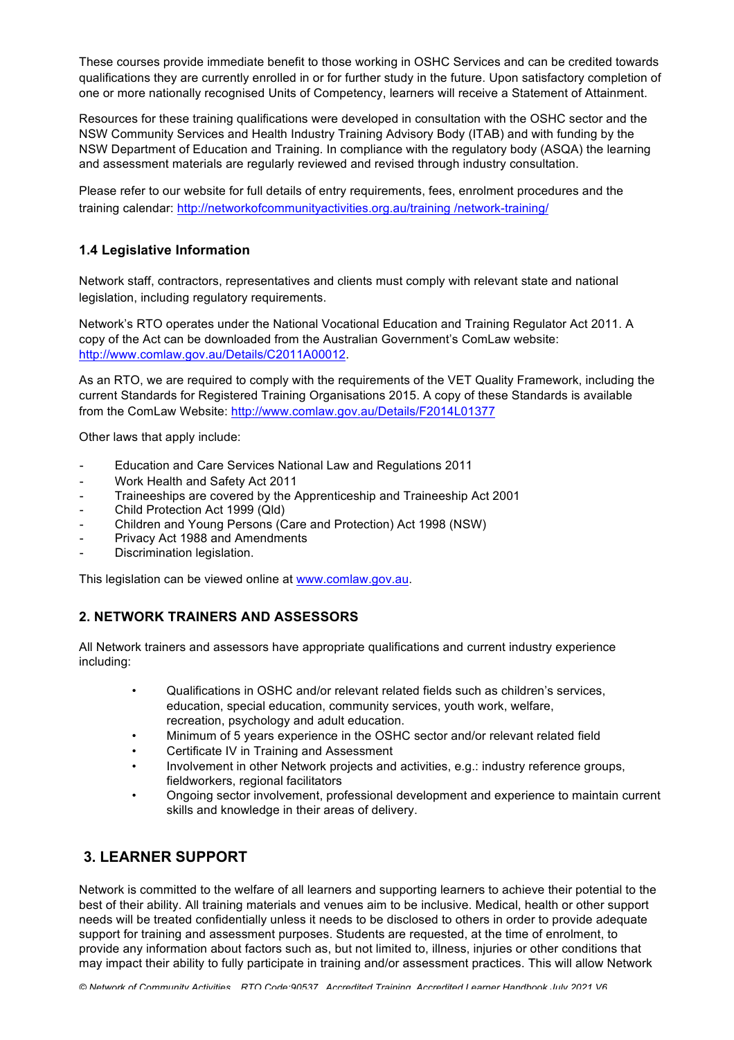These courses provide immediate benefit to those working in OSHC Services and can be credited towards qualifications they are currently enrolled in or for further study in the future. Upon satisfactory completion of one or more nationally recognised Units of Competency, learners will receive a Statement of Attainment.

Resources for these training qualifications were developed in consultation with the OSHC sector and the NSW Community Services and Health Industry Training Advisory Body (ITAB) and with funding by the NSW Department of Education and Training. In compliance with the regulatory body (ASQA) the learning and assessment materials are regularly reviewed and revised through industry consultation.

Please refer to our website for full details of entry requirements, fees, enrolment procedures and the training calendar: http://networkofcommunityactivities.org.au/training /network-training/

### 1.4 Legislative Information

Network staff, contractors, representatives and clients must comply with relevant state and national legislation, including regulatory requirements.

Network's RTO operates under the National Vocational Education and Training Regulator Act 2011. A copy of the Act can be downloaded from the Australian Government's ComLaw website: http://www.comlaw.gov.au/Details/C2011A00012.

As an RTO, we are required to comply with the requirements of the VET Quality Framework, including the current Standards for Registered Training Organisations 2015. A copy of these Standards is available from the ComLaw Website: http://www.comlaw.gov.au/Details/F2014L01377

Other laws that apply include:

- Education and Care Services National Law and Regulations 2011
- Work Health and Safety Act 2011
- Traineeships are covered by the Apprenticeship and Traineeship Act 2001
- Child Protection Act 1999 (Qld)
- Children and Young Persons (Care and Protection) Act 1998 (NSW)
- Privacy Act 1988 and Amendments
- Discrimination legislation.

This legislation can be viewed online at www.comlaw.gov.au.

## 2. NETWORK TRAINERS AND ASSESSORS

All Network trainers and assessors have appropriate qualifications and current industry experience including:

- Qualifications in OSHC and/or relevant related fields such as children's services, education, special education, community services, youth work, welfare, recreation, psychology and adult education.
- Minimum of 5 years experience in the OSHC sector and/or relevant related field
- Certificate IV in Training and Assessment
- Involvement in other Network projects and activities, e.g.: industry reference groups, fieldworkers, regional facilitators
- Ongoing sector involvement, professional development and experience to maintain current skills and knowledge in their areas of delivery.

## 3. LEARNER SUPPORT

Network is committed to the welfare of all learners and supporting learners to achieve their potential to the best of their ability. All training materials and venues aim to be inclusive. Medical, health or other support needs will be treated confidentially unless it needs to be disclosed to others in order to provide adequate support for training and assessment purposes. Students are requested, at the time of enrolment, to provide any information about factors such as, but not limited to, illness, injuries or other conditions that may impact their ability to fully participate in training and/or assessment practices. This will allow Network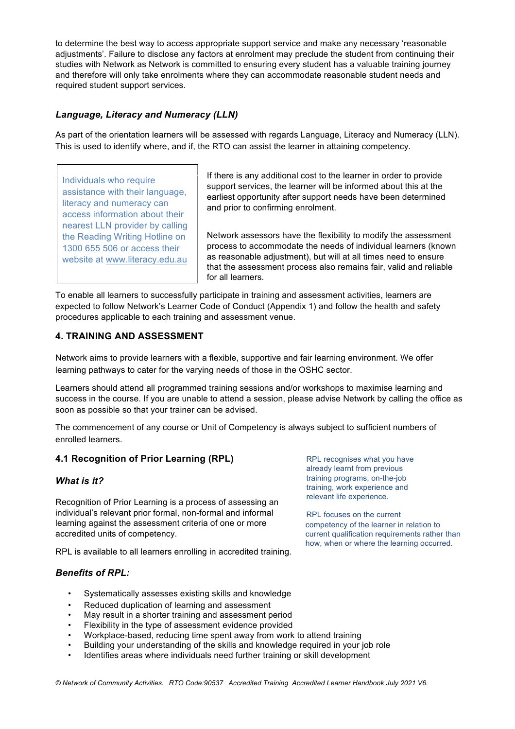to determine the best way to access appropriate support service and make any necessary ‘reasonable adjustments’. Failure to disclose any factors at enrolment may preclude the student from continuing their studies with Network as Network is committed to ensuring every student has a valuable training journey and therefore will only take enrolments where they can accommodate reasonable student needs and required student support services.

### *Language, Literacy and Numeracy (LLN)*

As part of the orientation learners will be assessed with regards Language, Literacy and Numeracy (LLN). This is used to identify where, and if, the RTO can assist the learner in attaining competency.

> Individuals who require assistance with their language, literacy and numeracy can access information about their nearest LLN provider by calling the Reading Writing Hotline on 1300 655 506 or access their website at www.literacy.edu.au

If there is any additional cost to the learner in order to provide support services, the learner will be informed about this at the earliest opportunity after support needs have been determined and prior to confirming enrolment.

Network assessors have the flexibility to modify the assessment process to accommodate the needs of individual learners (known as reasonable adjustment), but will at all times need to ensure that the assessment process also remains fair, valid and reliable for all learners.

To enable all learners to successfully participate in training and assessment activities, learners are expected to follow Network’s Learner Code of Conduct (Appendix 1) and follow the health and safety procedures applicable to each training and assessment venue.

## 4. TRAINING AND ASSESSMENT

Network aims to provide learners with a flexible, supportive and fair learning environment. We offer learning pathways to cater for the varying needs of those in the OSHC sector.

Learners should attend all programmed training sessions and/or workshops to maximise learning and success in the course. If you are unable to attend a session, please advise Network by calling the office as soon as possible so that your trainer can be advised.

The commencement of any course or Unit of Competency is always subject to sufficient numbers of enrolled learners.

### 4.1 Recognition of Prior Learning (RPL)

### *What is it?*

Recognition of Prior Learning is a process of assessing an individual’s relevant prior formal, non-formal and informal learning against the assessment criteria of one or more accredited units of competency.

RPL is available to all learners enrolling in accredited training.

> RPL recognises what you have already learnt from previous training programs, on-the-job training, work experience and relevant life experience.
>
> RPL focuses on the current competency of the learner in relation to current qualification requirements rather than how, when or where the learning occurred.

### *Benefits of RPL:*

- Systematically assesses existing skills and knowledge
- Reduced duplication of learning and assessment
- May result in a shorter training and assessment period
- Flexibility in the type of assessment evidence provided
- Workplace-based, reducing time spent away from work to attend training
- Building your understanding of the skills and knowledge required in your job role
- Identifies areas where individuals need further training or skill development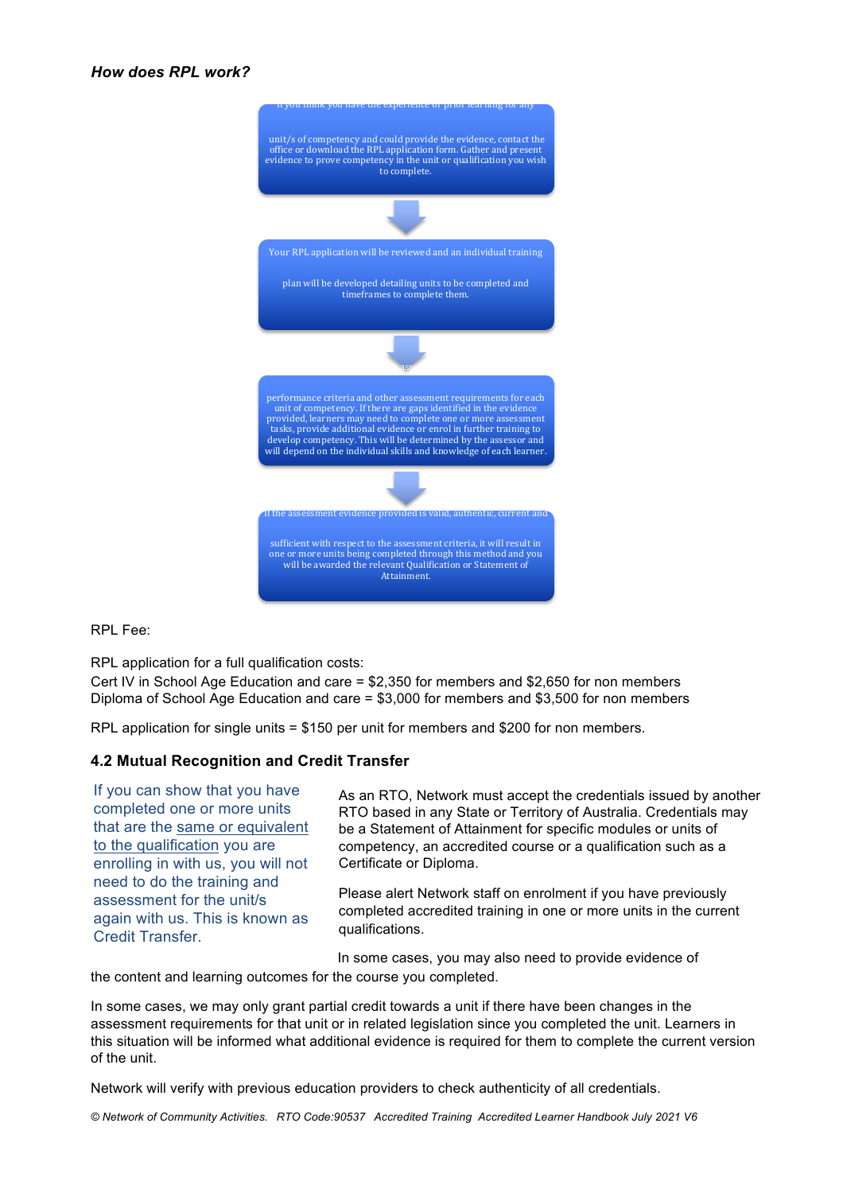***How does RPL work?***

If you think you have the experience or prior learning for any unit/s of competency and could provide the evidence, contact the office or download the RPL application form. Gather and present evidence to prove competency in the unit or qualification you wish to complete.

↓

Your RPL application will be reviewed and an individual training plan will be developed detailing units to be completed and timeframes to complete them.

↓

performance criteria and other assessment requirements for each unit of competency. If there are gaps identified in the evidence provided, learners may need to complete one or more assessment tasks, provide additional evidence or enrol in further training to develop competency. This will be determined by the assessor and will depend on the individual skills and knowledge of each learner.

↓

If the assessment evidence provided is valid, authentic, current and sufficient with respect to the assessment criteria, it will result in one or more units being completed through this method and you will be awarded the relevant Qualification or Statement of Attainment.

RPL Fee:

RPL application for a full qualification costs:
Cert IV in School Age Education and care = $2,350 for members and $2,650 for non members
Diploma of School Age Education and care = $3,000 for members and $3,500 for non members

RPL application for single units = $150 per unit for members and $200 for non members.

### 4.2 Mutual Recognition and Credit Transfer

If you can show that you have completed one or more units that are the same or equivalent to the qualification you are enrolling in with us, you will not need to do the training and assessment for the unit/s again with us. This is known as Credit Transfer.

As an RTO, Network must accept the credentials issued by another RTO based in any State or Territory of Australia. Credentials may be a Statement of Attainment for specific modules or units of competency, an accredited course or a qualification such as a Certificate or Diploma.

Please alert Network staff on enrolment if you have previously completed accredited training in one or more units in the current qualifications.

In some cases, you may also need to provide evidence of the content and learning outcomes for the course you completed.

In some cases, we may only grant partial credit towards a unit if there have been changes in the assessment requirements for that unit or in related legislation since you completed the unit. Learners in this situation will be informed what additional evidence is required for them to complete the current version of the unit.

Network will verify with previous education providers to check authenticity of all credentials.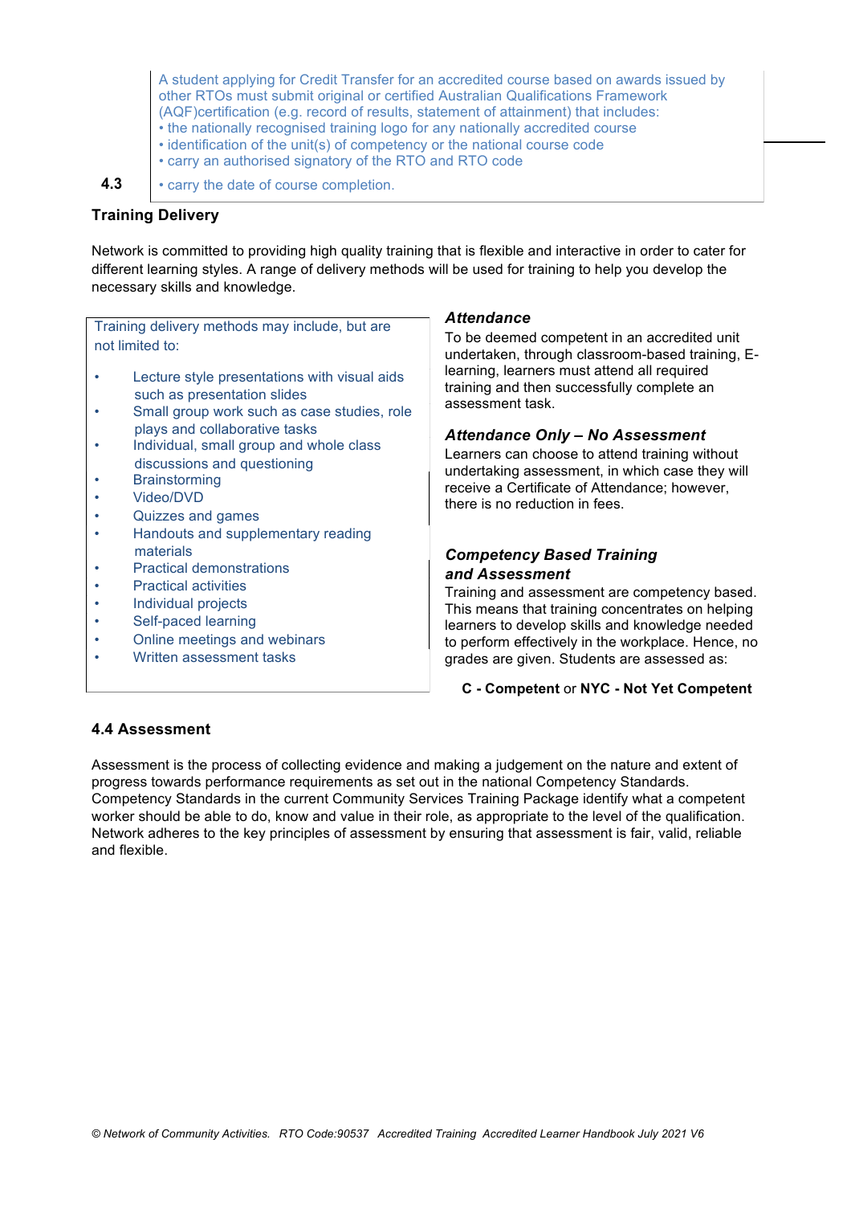A student applying for Credit Transfer for an accredited course based on awards issued by other RTOs must submit original or certified Australian Qualifications Framework (AQF)certification (e.g. record of results, statement of attainment) that includes:

- the nationally recognised training logo for any nationally accredited course
- identification of the unit(s) of competency or the national course code
- carry an authorised signatory of the RTO and RTO code
- carry the date of course completion.

## 4.3 Training Delivery

Network is committed to providing high quality training that is flexible and interactive in order to cater for different learning styles. A range of delivery methods will be used for training to help you develop the necessary skills and knowledge.

Training delivery methods may include, but are not limited to:

- Lecture style presentations with visual aids such as presentation slides
- Small group work such as case studies, role plays and collaborative tasks
- Individual, small group and whole class discussions and questioning
- Brainstorming
- Video/DVD
- Quizzes and games
- Handouts and supplementary reading materials
- Practical demonstrations
- Practical activities
- Individual projects
- Self-paced learning
- Online meetings and webinars
- Written assessment tasks

### *Attendance*

To be deemed competent in an accredited unit undertaken, through classroom-based training, E-learning, learners must attend all required training and then successfully complete an assessment task.

### *Attendance Only – No Assessment*

Learners can choose to attend training without undertaking assessment, in which case they will receive a Certificate of Attendance; however, there is no reduction in fees.

### *Competency Based Training and Assessment*

Training and assessment are competency based. This means that training concentrates on helping learners to develop skills and knowledge needed to perform effectively in the workplace. Hence, no grades are given. Students are assessed as:

**C - Competent** or **NYC - Not Yet Competent**

## 4.4 Assessment

Assessment is the process of collecting evidence and making a judgement on the nature and extent of progress towards performance requirements as set out in the national Competency Standards. Competency Standards in the current Community Services Training Package identify what a competent worker should be able to do, know and value in their role, as appropriate to the level of the qualification. Network adheres to the key principles of assessment by ensuring that assessment is fair, valid, reliable and flexible.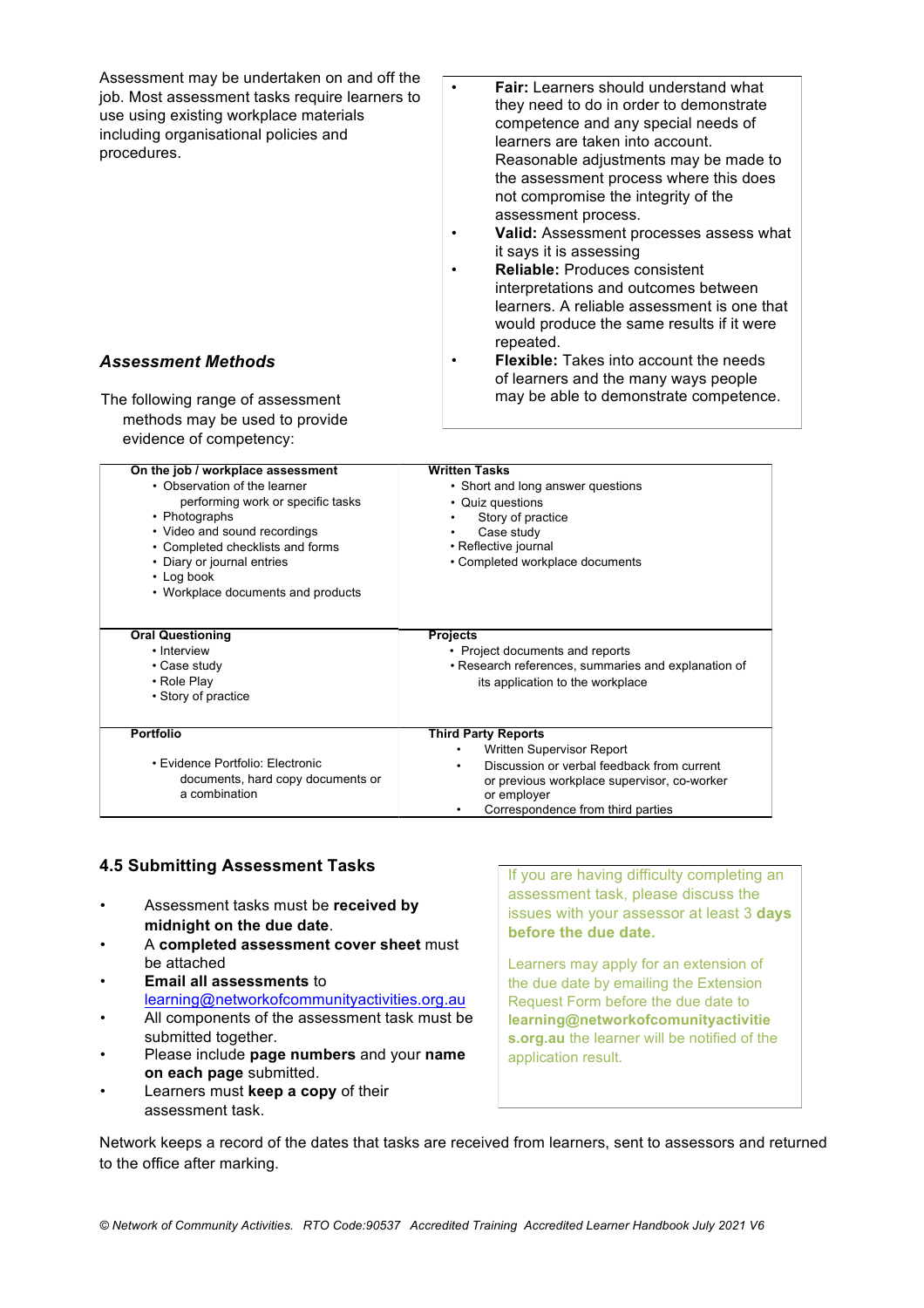Assessment may be undertaken on and off the job. Most assessment tasks require learners to use using existing workplace materials including organisational policies and procedures.

- **Fair:** Learners should understand what they need to do in order to demonstrate competence and any special needs of learners are taken into account. Reasonable adjustments may be made to the assessment process where this does not compromise the integrity of the assessment process.
- **Valid:** Assessment processes assess what it says it is assessing
- **Reliable:** Produces consistent interpretations and outcomes between learners. A reliable assessment is one that would produce the same results if it were repeated.
- **Flexible:** Takes into account the needs of learners and the many ways people may be able to demonstrate competence.

### *Assessment Methods*

The following range of assessment methods may be used to provide evidence of competency:

| **On the job / workplace assessment** | **Written Tasks** |
|---|---|
| • Observation of the learner performing work or specific tasks<br>• Photographs<br>• Video and sound recordings<br>• Completed checklists and forms<br>• Diary or journal entries<br>• Log book<br>• Workplace documents and products | • Short and long answer questions<br>• Quiz questions<br>• Story of practice<br>• Case study<br>• Reflective journal<br>• Completed workplace documents |
| **Oral Questioning** | **Projects** |
| • Interview<br>• Case study<br>• Role Play<br>• Story of practice | • Project documents and reports<br>• Research references, summaries and explanation of its application to the workplace |
| **Portfolio** | **Third Party Reports** |
| • Evidence Portfolio: Electronic documents, hard copy documents or a combination | • Written Supervisor Report<br>• Discussion or verbal feedback from current or previous workplace supervisor, co-worker or employer<br>• Correspondence from third parties |

## 4.5 Submitting Assessment Tasks

- Assessment tasks must be **received by midnight on the due date**.
- A **completed assessment cover sheet** must be attached
- **Email all assessments** to learning@networkofcommunityactivities.org.au
- All components of the assessment task must be submitted together.
- Please include **page numbers** and your **name on each page** submitted.
- Learners must **keep a copy** of their assessment task.

If you are having difficulty completing an assessment task, please discuss the issues with your assessor at least 3 **days before the due date.**

Learners may apply for an extension of the due date by emailing the Extension Request Form before the due date to **learning@networkofcomunityactivities.org.au** the learner will be notified of the application result.

Network keeps a record of the dates that tasks are received from learners, sent to assessors and returned to the office after marking.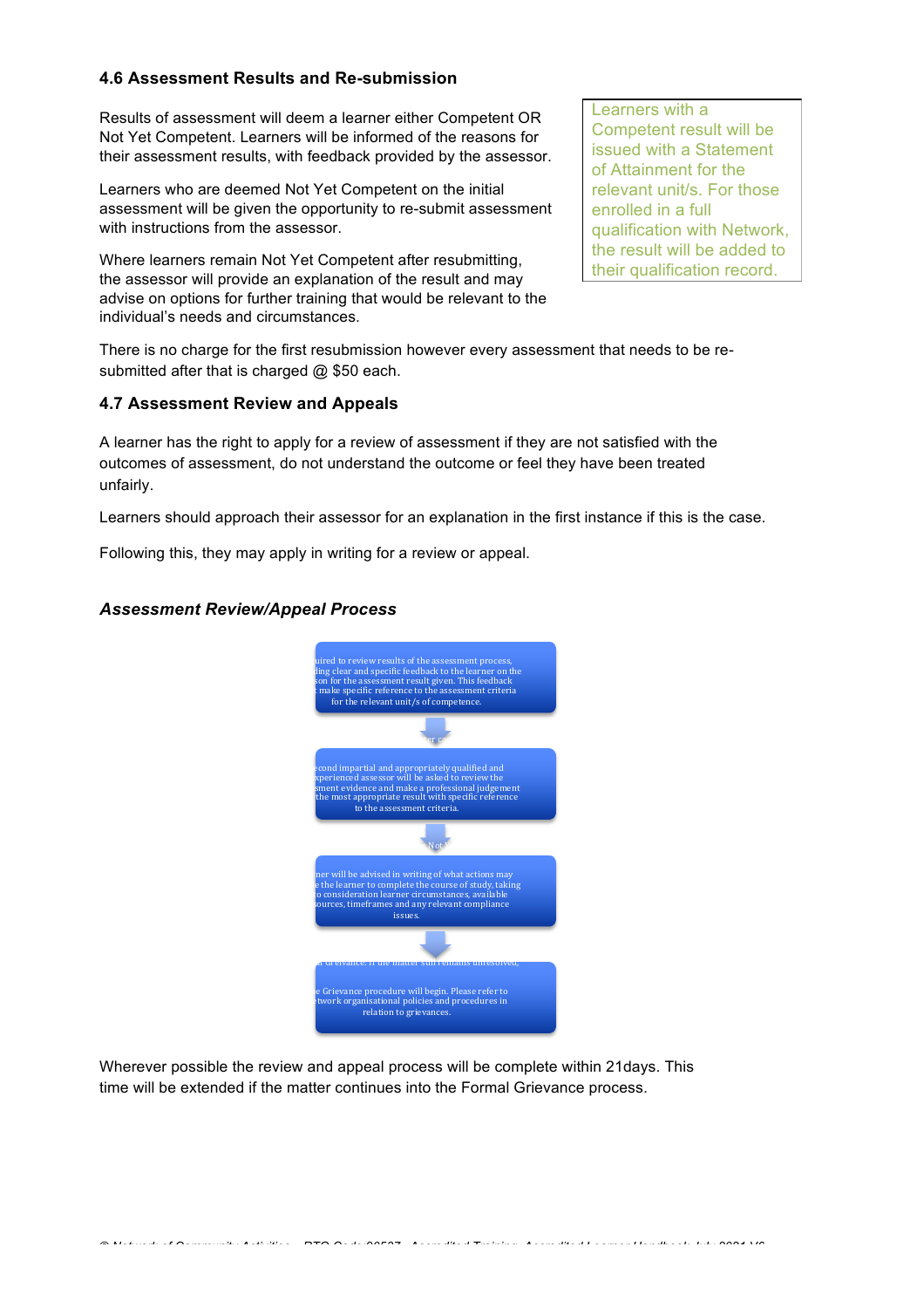### 4.6 Assessment Results and Re-submission

Results of assessment will deem a learner either Competent OR Not Yet Competent. Learners will be informed of the reasons for their assessment results, with feedback provided by the assessor.

Learners who are deemed Not Yet Competent on the initial assessment will be given the opportunity to re-submit assessment with instructions from the assessor.

Where learners remain Not Yet Competent after resubmitting, the assessor will provide an explanation of the result and may advise on options for further training that would be relevant to the individual's needs and circumstances.

Learners with a Competent result will be issued with a Statement of Attainment for the relevant unit/s. For those enrolled in a full qualification with Network, the result will be added to their qualification record.

There is no charge for the first resubmission however every assessment that needs to be re-submitted after that is charged @ $50 each.

### 4.7 Assessment Review and Appeals

A learner has the right to apply for a review of assessment if they are not satisfied with the outcomes of assessment, do not understand the outcome or feel they have been treated unfairly.

Learners should approach their assessor for an explanation in the first instance if this is the case.

Following this, they may apply in writing for a review or appeal.

#### *Assessment Review/Appeal Process*

uired to review results of the assessment process, ding clear and specific feedback to the learner on the son for the assessment result given. This feedback t make specific reference to the assessment criteria for the relevant unit/s of competence.

econd impartial and appropriately qualified and xperienced assessor will be asked to review the sment evidence and make a professional judgement the most appropriate result with specific reference to the assessment criteria.

ner will be advised in writing of what actions may e the learner to complete the course of study, taking o consideration learner circumstances, available sources, timeframes and any relevant compliance issues.

e Grievance procedure will begin. Please refer to twork organisational policies and procedures in relation to grievances.

Wherever possible the review and appeal process will be complete within 21days. This time will be extended if the matter continues into the Formal Grievance process.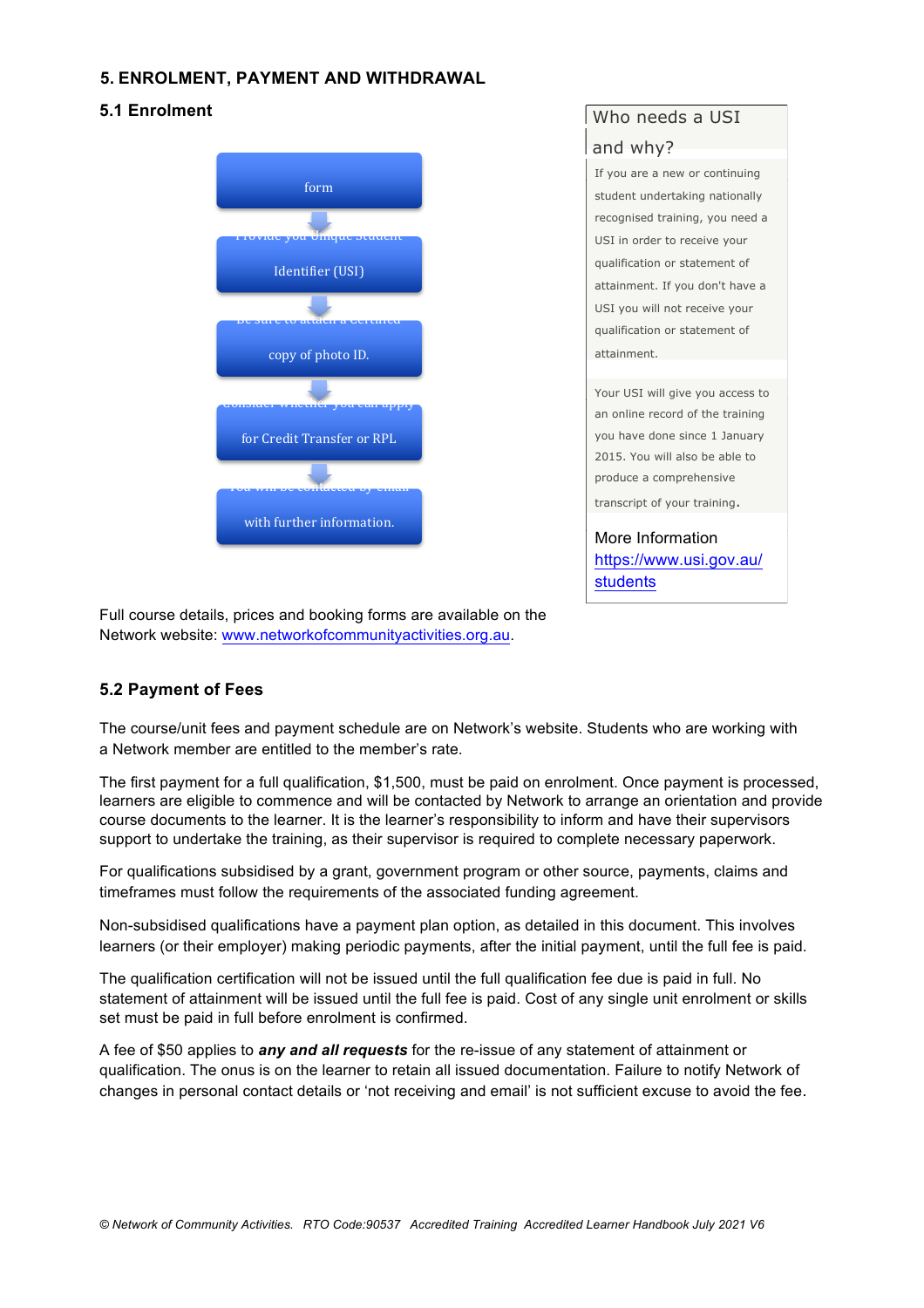## 5. ENROLMENT, PAYMENT AND WITHDRAWAL

### 5.1 Enrolment

- form
- Provide you Unique Student Identifier (USI)
- Be sure to attach a certified copy of photo ID.
- Consider whether you can apply for Credit Transfer or RPL
- You will be contacted by email with further information.

**Who needs a USI and why?**

If you are a new or continuing student undertaking nationally recognised training, you need a USI in order to receive your qualification or statement of attainment. If you don't have a USI you will not receive your qualification or statement of attainment.

Your USI will give you access to an online record of the training you have done since 1 January 2015. You will also be able to produce a comprehensive transcript of your training.

More Information
https://www.usi.gov.au/students

Full course details, prices and booking forms are available on the Network website: www.networkofcommunityactivities.org.au.

### 5.2 Payment of Fees

The course/unit fees and payment schedule are on Network's website. Students who are working with a Network member are entitled to the member's rate.

The first payment for a full qualification, $1,500, must be paid on enrolment. Once payment is processed, learners are eligible to commence and will be contacted by Network to arrange an orientation and provide course documents to the learner. It is the learner's responsibility to inform and have their supervisors support to undertake the training, as their supervisor is required to complete necessary paperwork.

For qualifications subsidised by a grant, government program or other source, payments, claims and timeframes must follow the requirements of the associated funding agreement.

Non-subsidised qualifications have a payment plan option, as detailed in this document. This involves learners (or their employer) making periodic payments, after the initial payment, until the full fee is paid.

The qualification certification will not be issued until the full qualification fee due is paid in full. No statement of attainment will be issued until the full fee is paid. Cost of any single unit enrolment or skills set must be paid in full before enrolment is confirmed.

A fee of $50 applies to ***any and all requests*** for the re-issue of any statement of attainment or qualification. The onus is on the learner to retain all issued documentation. Failure to notify Network of changes in personal contact details or 'not receiving and email' is not sufficient excuse to avoid the fee.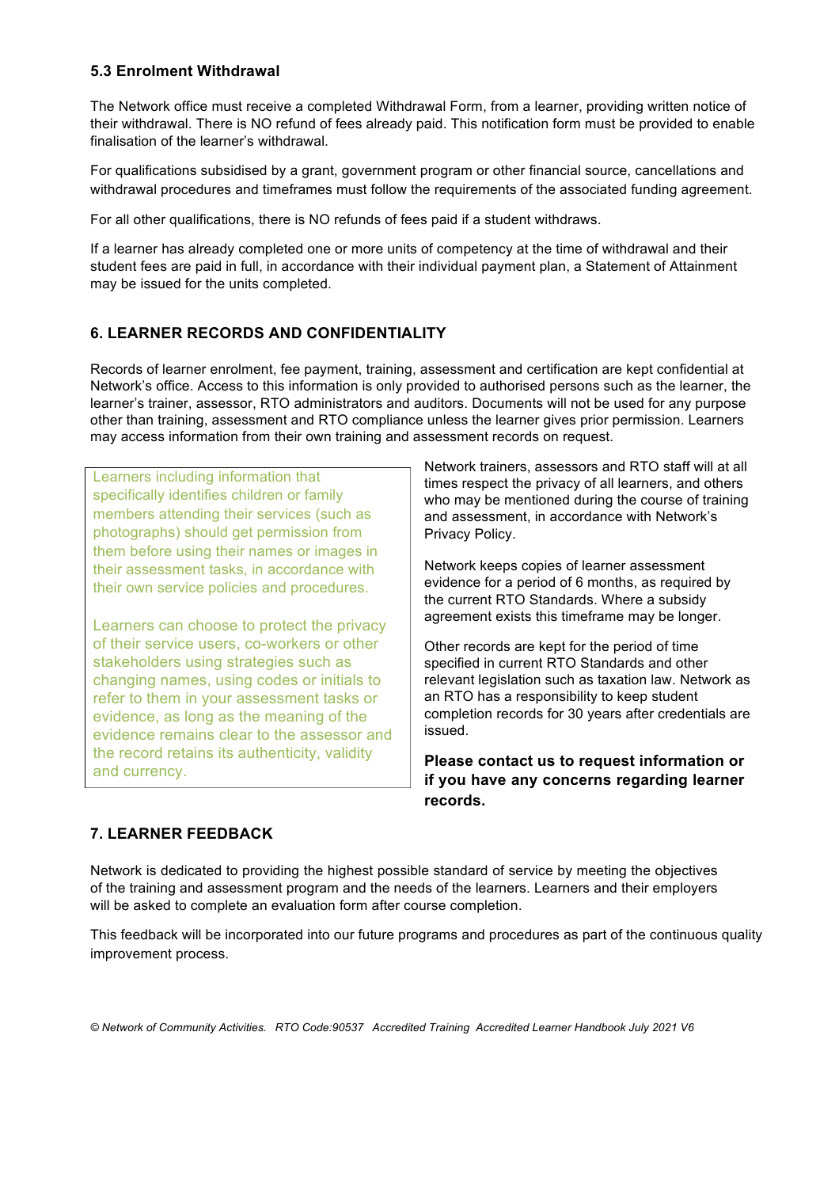### 5.3 Enrolment Withdrawal

The Network office must receive a completed Withdrawal Form, from a learner, providing written notice of their withdrawal. There is NO refund of fees already paid. This notification form must be provided to enable finalisation of the learner's withdrawal.

For qualifications subsidised by a grant, government program or other financial source, cancellations and withdrawal procedures and timeframes must follow the requirements of the associated funding agreement.

For all other qualifications, there is NO refunds of fees paid if a student withdraws.

If a learner has already completed one or more units of competency at the time of withdrawal and their student fees are paid in full, in accordance with their individual payment plan, a Statement of Attainment may be issued for the units completed.

## 6. LEARNER RECORDS AND CONFIDENTIALITY

Records of learner enrolment, fee payment, training, assessment and certification are kept confidential at Network's office. Access to this information is only provided to authorised persons such as the learner, the learner's trainer, assessor, RTO administrators and auditors. Documents will not be used for any purpose other than training, assessment and RTO compliance unless the learner gives prior permission. Learners may access information from their own training and assessment records on request.

> Learners including information that specifically identifies children or family members attending their services (such as photographs) should get permission from them before using their names or images in their assessment tasks, in accordance with their own service policies and procedures.
>
> Learners can choose to protect the privacy of their service users, co-workers or other stakeholders using strategies such as changing names, using codes or initials to refer to them in your assessment tasks or evidence, as long as the meaning of the evidence remains clear to the assessor and the record retains its authenticity, validity and currency.

Network trainers, assessors and RTO staff will at all times respect the privacy of all learners, and others who may be mentioned during the course of training and assessment, in accordance with Network's Privacy Policy.

Network keeps copies of learner assessment evidence for a period of 6 months, as required by the current RTO Standards. Where a subsidy agreement exists this timeframe may be longer.

Other records are kept for the period of time specified in current RTO Standards and other relevant legislation such as taxation law. Network as an RTO has a responsibility to keep student completion records for 30 years after credentials are issued.

**Please contact us to request information or if you have any concerns regarding learner records.**

## 7. LEARNER FEEDBACK

Network is dedicated to providing the highest possible standard of service by meeting the objectives of the training and assessment program and the needs of the learners. Learners and their employers will be asked to complete an evaluation form after course completion.

This feedback will be incorporated into our future programs and procedures as part of the continuous quality improvement process.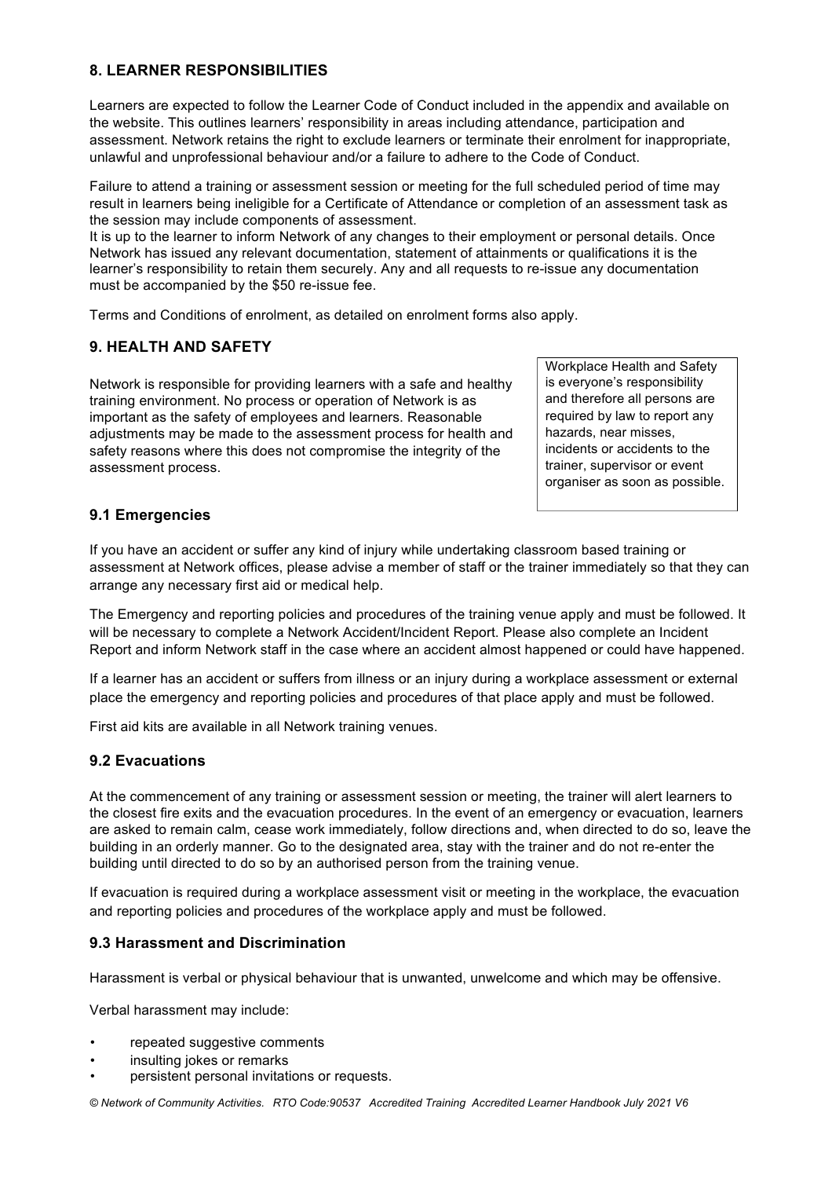## 8. LEARNER RESPONSIBILITIES

Learners are expected to follow the Learner Code of Conduct included in the appendix and available on the website. This outlines learners' responsibility in areas including attendance, participation and assessment. Network retains the right to exclude learners or terminate their enrolment for inappropriate, unlawful and unprofessional behaviour and/or a failure to adhere to the Code of Conduct.

Failure to attend a training or assessment session or meeting for the full scheduled period of time may result in learners being ineligible for a Certificate of Attendance or completion of an assessment task as the session may include components of assessment.

It is up to the learner to inform Network of any changes to their employment or personal details. Once Network has issued any relevant documentation, statement of attainments or qualifications it is the learner's responsibility to retain them securely. Any and all requests to re-issue any documentation must be accompanied by the $50 re-issue fee.

Terms and Conditions of enrolment, as detailed on enrolment forms also apply.

## 9. HEALTH AND SAFETY

Network is responsible for providing learners with a safe and healthy training environment. No process or operation of Network is as important as the safety of employees and learners. Reasonable adjustments may be made to the assessment process for health and safety reasons where this does not compromise the integrity of the assessment process.

> Workplace Health and Safety is everyone's responsibility and therefore all persons are required by law to report any hazards, near misses, incidents or accidents to the trainer, supervisor or event organiser as soon as possible.

### 9.1 Emergencies

If you have an accident or suffer any kind of injury while undertaking classroom based training or assessment at Network offices, please advise a member of staff or the trainer immediately so that they can arrange any necessary first aid or medical help.

The Emergency and reporting policies and procedures of the training venue apply and must be followed. It will be necessary to complete a Network Accident/Incident Report. Please also complete an Incident Report and inform Network staff in the case where an accident almost happened or could have happened.

If a learner has an accident or suffers from illness or an injury during a workplace assessment or external place the emergency and reporting policies and procedures of that place apply and must be followed.

First aid kits are available in all Network training venues.

### 9.2 Evacuations

At the commencement of any training or assessment session or meeting, the trainer will alert learners to the closest fire exits and the evacuation procedures. In the event of an emergency or evacuation, learners are asked to remain calm, cease work immediately, follow directions and, when directed to do so, leave the building in an orderly manner. Go to the designated area, stay with the trainer and do not re-enter the building until directed to do so by an authorised person from the training venue.

If evacuation is required during a workplace assessment visit or meeting in the workplace, the evacuation and reporting policies and procedures of the workplace apply and must be followed.

### 9.3 Harassment and Discrimination

Harassment is verbal or physical behaviour that is unwanted, unwelcome and which may be offensive.

Verbal harassment may include:

- repeated suggestive comments
- insulting jokes or remarks
- persistent personal invitations or requests.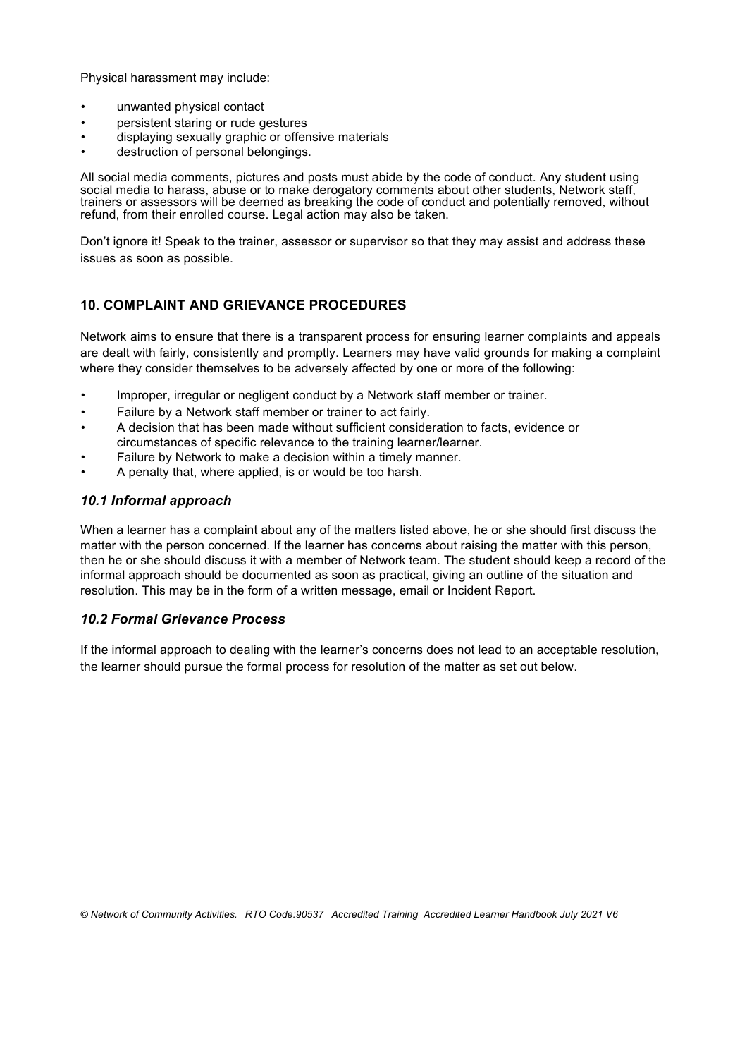Physical harassment may include:

- unwanted physical contact
- persistent staring or rude gestures
- displaying sexually graphic or offensive materials
- destruction of personal belongings.

All social media comments, pictures and posts must abide by the code of conduct. Any student using social media to harass, abuse or to make derogatory comments about other students, Network staff, trainers or assessors will be deemed as breaking the code of conduct and potentially removed, without refund, from their enrolled course. Legal action may also be taken.

Don't ignore it! Speak to the trainer, assessor or supervisor so that they may assist and address these issues as soon as possible.

## 10. COMPLAINT AND GRIEVANCE PROCEDURES

Network aims to ensure that there is a transparent process for ensuring learner complaints and appeals are dealt with fairly, consistently and promptly. Learners may have valid grounds for making a complaint where they consider themselves to be adversely affected by one or more of the following:

- Improper, irregular or negligent conduct by a Network staff member or trainer.
- Failure by a Network staff member or trainer to act fairly.
- A decision that has been made without sufficient consideration to facts, evidence or circumstances of specific relevance to the training learner/learner.
- Failure by Network to make a decision within a timely manner.
- A penalty that, where applied, is or would be too harsh.

### *10.1 Informal approach*

When a learner has a complaint about any of the matters listed above, he or she should first discuss the matter with the person concerned. If the learner has concerns about raising the matter with this person, then he or she should discuss it with a member of Network team. The student should keep a record of the informal approach should be documented as soon as practical, giving an outline of the situation and resolution. This may be in the form of a written message, email or Incident Report.

### *10.2 Formal Grievance Process*

If the informal approach to dealing with the learner's concerns does not lead to an acceptable resolution, the learner should pursue the formal process for resolution of the matter as set out below.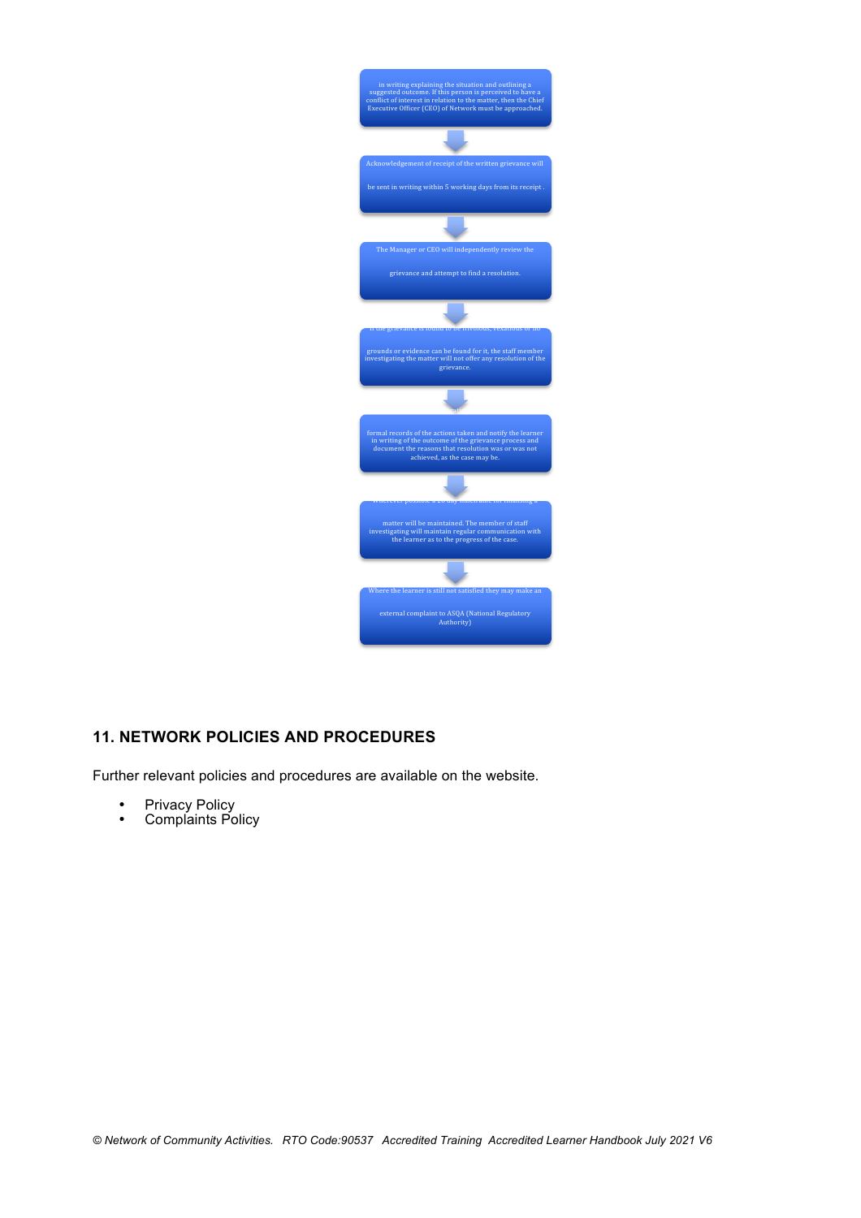in writing explaining the situation and outlining a suggested outcome. If this person is perceived to have a conflict of interest in relation to the matter, then the Chief Executive Officer (CEO) of Network must be approached.

↓

Acknowledgement of receipt of the written grievance will be sent in writing within 5 working days from its receipt .

↓

The Manager or CEO will independently review the grievance and attempt to find a resolution.

↓

If the grievance is found to be frivolous, vexatious or no grounds or evidence can be found for it, the staff member investigating the matter will not offer any resolution of the grievance.

↓

formal records of the actions taken and notify the learner in writing of the outcome of the grievance process and document the reasons that resolution was or was not achieved, as the case may be.

↓

Wherever possible a 28 day timeframe for finalising a matter will be maintained. The member of staff investigating will maintain regular communication with the learner as to the progress of the case.

↓

Where the learner is still not satisfied they may make an external complaint to ASQA (National Regulatory Authority)

## 11. NETWORK POLICIES AND PROCEDURES

Further relevant policies and procedures are available on the website.

- Privacy Policy
- Complaints Policy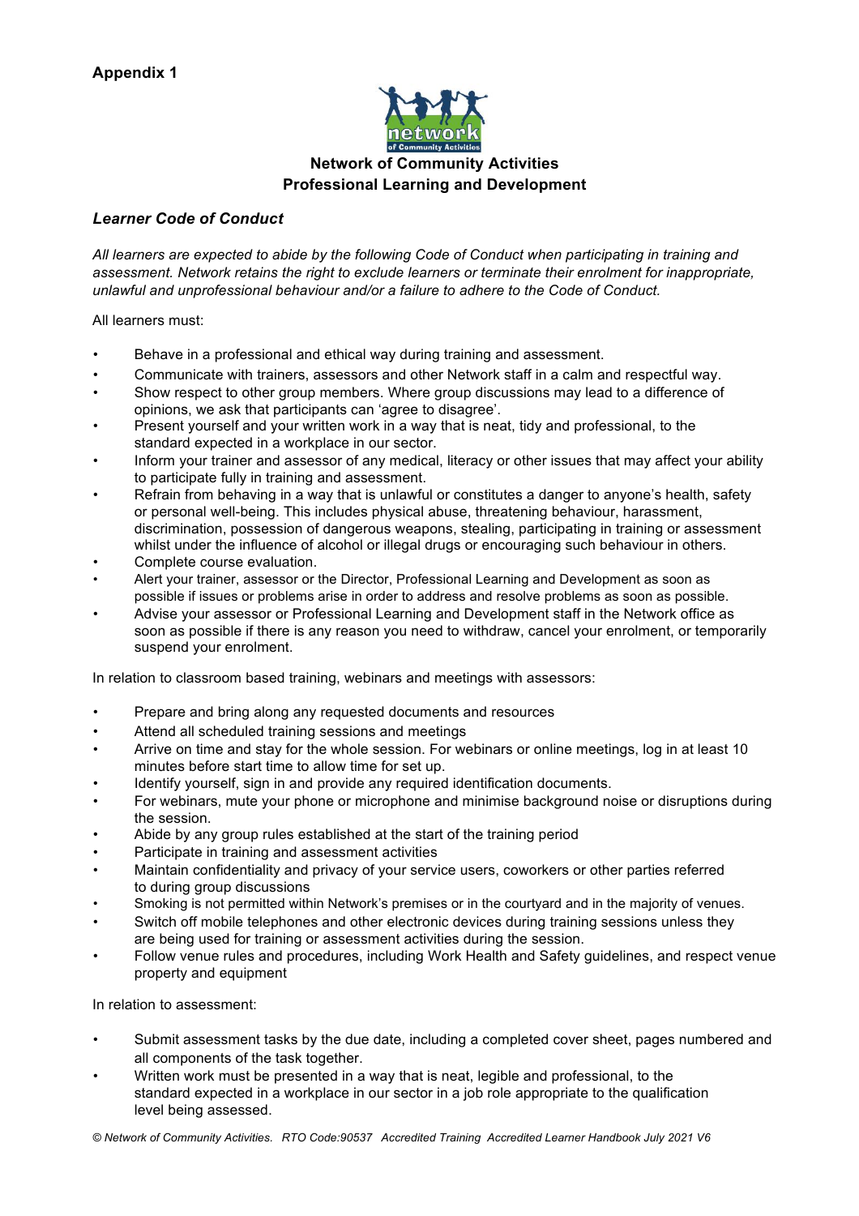**Appendix 1**

**Network of Community Activities**
**Professional Learning and Development**

***Learner Code of Conduct***

*All learners are expected to abide by the following Code of Conduct when participating in training and assessment. Network retains the right to exclude learners or terminate their enrolment for inappropriate, unlawful and unprofessional behaviour and/or a failure to adhere to the Code of Conduct.*

All learners must:

- Behave in a professional and ethical way during training and assessment.
- Communicate with trainers, assessors and other Network staff in a calm and respectful way.
- Show respect to other group members. Where group discussions may lead to a difference of opinions, we ask that participants can 'agree to disagree'.
- Present yourself and your written work in a way that is neat, tidy and professional, to the standard expected in a workplace in our sector.
- Inform your trainer and assessor of any medical, literacy or other issues that may affect your ability to participate fully in training and assessment.
- Refrain from behaving in a way that is unlawful or constitutes a danger to anyone's health, safety or personal well-being. This includes physical abuse, threatening behaviour, harassment, discrimination, possession of dangerous weapons, stealing, participating in training or assessment whilst under the influence of alcohol or illegal drugs or encouraging such behaviour in others.
- Complete course evaluation.
- Alert your trainer, assessor or the Director, Professional Learning and Development as soon as possible if issues or problems arise in order to address and resolve problems as soon as possible.
- Advise your assessor or Professional Learning and Development staff in the Network office as soon as possible if there is any reason you need to withdraw, cancel your enrolment, or temporarily suspend your enrolment.

In relation to classroom based training, webinars and meetings with assessors:

- Prepare and bring along any requested documents and resources
- Attend all scheduled training sessions and meetings
- Arrive on time and stay for the whole session. For webinars or online meetings, log in at least 10 minutes before start time to allow time for set up.
- Identify yourself, sign in and provide any required identification documents.
- For webinars, mute your phone or microphone and minimise background noise or disruptions during the session.
- Abide by any group rules established at the start of the training period
- Participate in training and assessment activities
- Maintain confidentiality and privacy of your service users, coworkers or other parties referred to during group discussions
- Smoking is not permitted within Network's premises or in the courtyard and in the majority of venues.
- Switch off mobile telephones and other electronic devices during training sessions unless they are being used for training or assessment activities during the session.
- Follow venue rules and procedures, including Work Health and Safety guidelines, and respect venue property and equipment

In relation to assessment:

- Submit assessment tasks by the due date, including a completed cover sheet, pages numbered and all components of the task together.
- Written work must be presented in a way that is neat, legible and professional, to the standard expected in a workplace in our sector in a job role appropriate to the qualification level being assessed.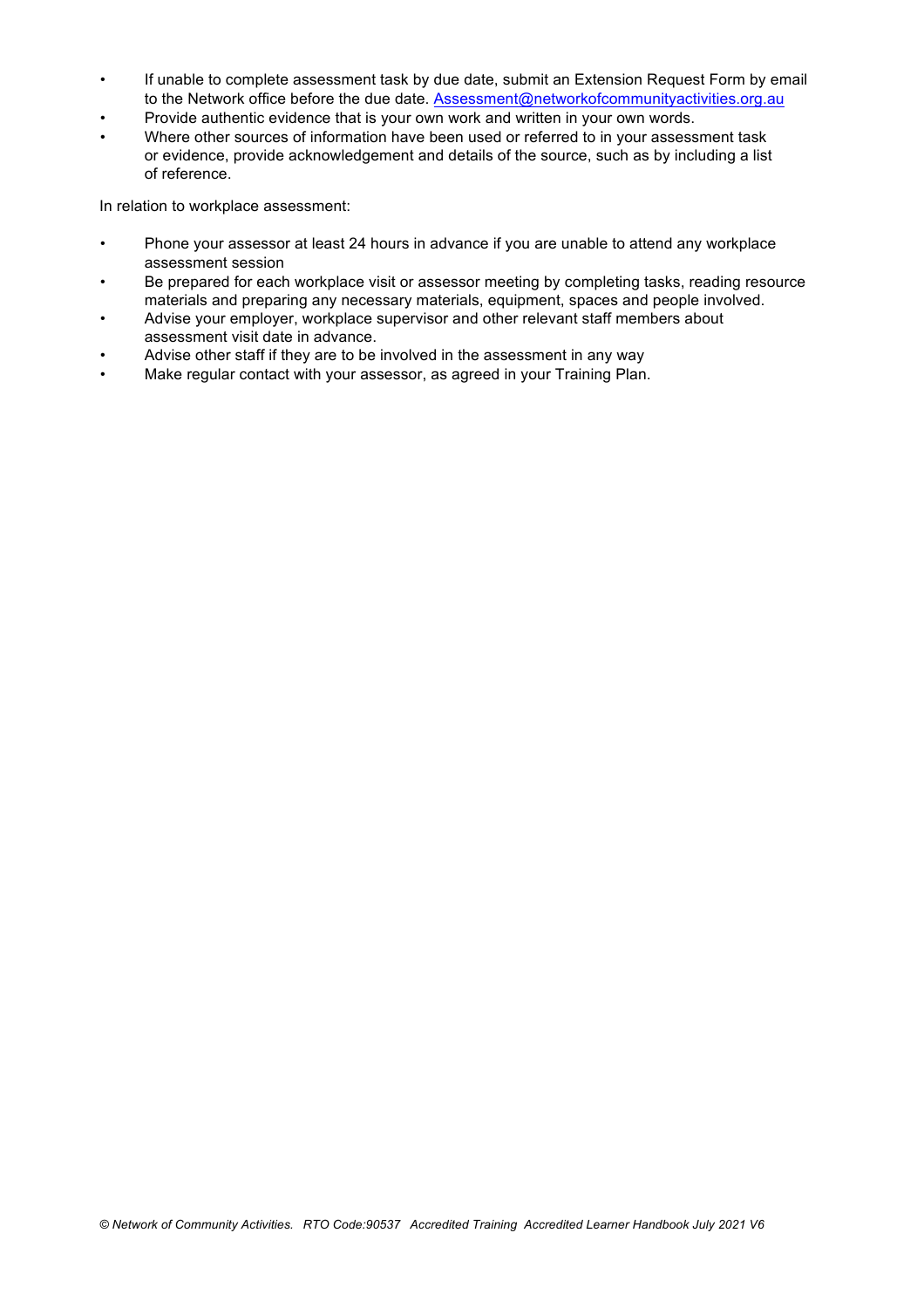- If unable to complete assessment task by due date, submit an Extension Request Form by email to the Network office before the due date. Assessment@networkofcommunityactivities.org.au
- Provide authentic evidence that is your own work and written in your own words.
- Where other sources of information have been used or referred to in your assessment task or evidence, provide acknowledgement and details of the source, such as by including a list of reference.

In relation to workplace assessment:

- Phone your assessor at least 24 hours in advance if you are unable to attend any workplace assessment session
- Be prepared for each workplace visit or assessor meeting by completing tasks, reading resource materials and preparing any necessary materials, equipment, spaces and people involved.
- Advise your employer, workplace supervisor and other relevant staff members about assessment visit date in advance.
- Advise other staff if they are to be involved in the assessment in any way
- Make regular contact with your assessor, as agreed in your Training Plan.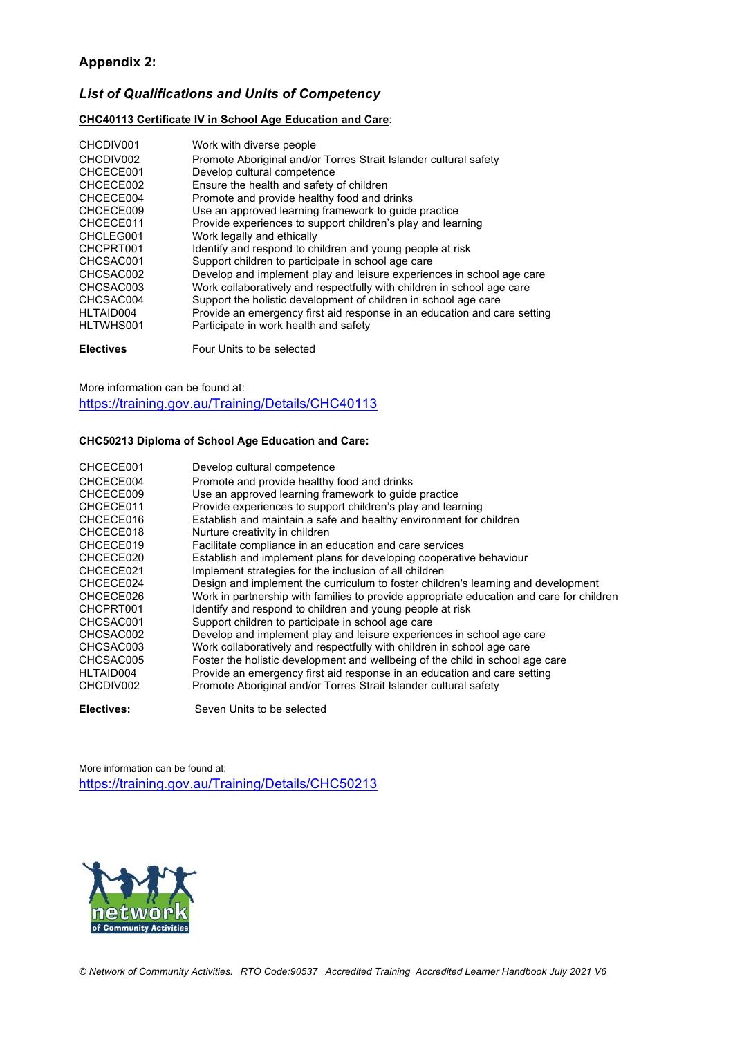## Appendix 2:

### *List of Qualifications and Units of Competency*

**CHC40113 Certificate IV in School Age Education and Care**:

| | |
|---|---|
| CHCDIV001 | Work with diverse people |
| CHCDIV002 | Promote Aboriginal and/or Torres Strait Islander cultural safety |
| CHCECE001 | Develop cultural competence |
| CHCECE002 | Ensure the health and safety of children |
| CHCECE004 | Promote and provide healthy food and drinks |
| CHCECE009 | Use an approved learning framework to guide practice |
| CHCECE011 | Provide experiences to support children's play and learning |
| CHCLEG001 | Work legally and ethically |
| CHCPRT001 | Identify and respond to children and young people at risk |
| CHCSAC001 | Support children to participate in school age care |
| CHCSAC002 | Develop and implement play and leisure experiences in school age care |
| CHCSAC003 | Work collaboratively and respectfully with children in school age care |
| CHCSAC004 | Support the holistic development of children in school age care |
| HLTAID004 | Provide an emergency first aid response in an education and care setting |
| HLTWHS001 | Participate in work health and safety |
| **Electives** | Four Units to be selected |

More information can be found at:
https://training.gov.au/Training/Details/CHC40113

**CHC50213 Diploma of School Age Education and Care:**

| | |
|---|---|
| CHCECE001 | Develop cultural competence |
| CHCECE004 | Promote and provide healthy food and drinks |
| CHCECE009 | Use an approved learning framework to guide practice |
| CHCECE011 | Provide experiences to support children's play and learning |
| CHCECE016 | Establish and maintain a safe and healthy environment for children |
| CHCECE018 | Nurture creativity in children |
| CHCECE019 | Facilitate compliance in an education and care services |
| CHCECE020 | Establish and implement plans for developing cooperative behaviour |
| CHCECE021 | Implement strategies for the inclusion of all children |
| CHCECE024 | Design and implement the curriculum to foster children's learning and development |
| CHCECE026 | Work in partnership with families to provide appropriate education and care for children |
| CHCPRT001 | Identify and respond to children and young people at risk |
| CHCSAC001 | Support children to participate in school age care |
| CHCSAC002 | Develop and implement play and leisure experiences in school age care |
| CHCSAC003 | Work collaboratively and respectfully with children in school age care |
| CHCSAC005 | Foster the holistic development and wellbeing of the child in school age care |
| HLTAID004 | Provide an emergency first aid response in an education and care setting |
| CHCDIV002 | Promote Aboriginal and/or Torres Strait Islander cultural safety |
| **Electives:** | Seven Units to be selected |

More information can be found at:
https://training.gov.au/Training/Details/CHC50213

network of Community Activities

*© Network of Community Activities. RTO Code:90537 Accredited Training Accredited Learner Handbook July 2021 V6*